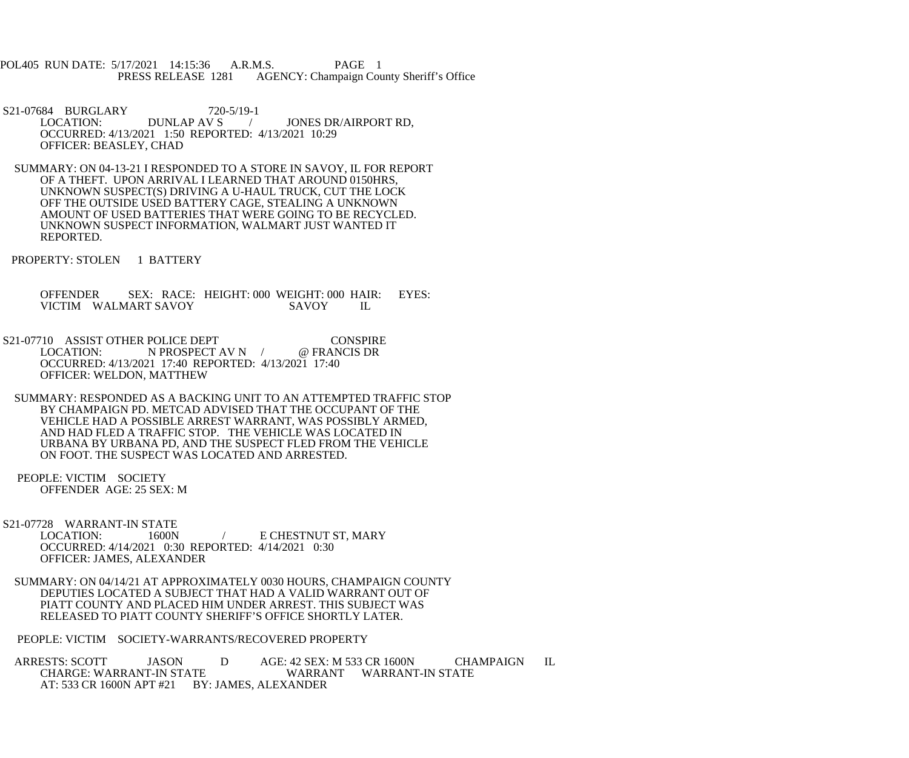POL405 RUN DATE: 5/17/2021 14:15:36 A.R.M.S. PAGE 1
PRESS RELEASE 1281 AGENCY: Champaign County Sheriff's Office

S21-07684 BURGLARY 720-5/19-1
LOCATION: DUNLAP AV S / JONES DR/AIRPORT RD,
OCCURRED: 4/13/2021 1:50 REPORTED: 4/13/2021 10:29
OFFICER: BEASLEY, CHAD

SUMMARY: ON 04-13-21 I RESPONDED TO A STORE IN SAVOY, IL FOR REPORT OF A THEFT. UPON ARRIVAL I LEARNED THAT AROUND 0150HRS, UNKNOWN SUSPECT(S) DRIVING A U-HAUL TRUCK, CUT THE LOCK OFF THE OUTSIDE USED BATTERY CAGE, STEALING A UNKNOWN AMOUNT OF USED BATTERIES THAT WERE GOING TO BE RECYCLED. UNKNOWN SUSPECT INFORMATION, WALMART JUST WANTED IT REPORTED.

PROPERTY: STOLEN 1 BATTERY

OFFENDER SEX: RACE: HEIGHT: 000 WEIGHT: 000 HAIR: EYES:
VICTIM WALMART SAVOY SAVOY IL

S21-07710 ASSIST OTHER POLICE DEPT CONSPIRE
LOCATION: N PROSPECT AV N / @ FRANCIS DR
OCCURRED: 4/13/2021 17:40 REPORTED: 4/13/2021 17:40
OFFICER: WELDON, MATTHEW

SUMMARY: RESPONDED AS A BACKING UNIT TO AN ATTEMPTED TRAFFIC STOP BY CHAMPAIGN PD. METCAD ADVISED THAT THE OCCUPANT OF THE VEHICLE HAD A POSSIBLE ARREST WARRANT, WAS POSSIBLY ARMED, AND HAD FLED A TRAFFIC STOP. THE VEHICLE WAS LOCATED IN URBANA BY URBANA PD, AND THE SUSPECT FLED FROM THE VEHICLE ON FOOT. THE SUSPECT WAS LOCATED AND ARRESTED.

PEOPLE: VICTIM SOCIETY
OFFENDER AGE: 25 SEX: M

S21-07728 WARRANT-IN STATE
LOCATION: 1600N / E CHESTNUT ST, MARY
OCCURRED: 4/14/2021 0:30 REPORTED: 4/14/2021 0:30
OFFICER: JAMES, ALEXANDER

SUMMARY: ON 04/14/21 AT APPROXIMATELY 0030 HOURS, CHAMPAIGN COUNTY DEPUTIES LOCATED A SUBJECT THAT HAD A VALID WARRANT OUT OF PIATT COUNTY AND PLACED HIM UNDER ARREST. THIS SUBJECT WAS RELEASED TO PIATT COUNTY SHERIFF'S OFFICE SHORTLY LATER.

PEOPLE: VICTIM SOCIETY-WARRANTS/RECOVERED PROPERTY

ARRESTS: SCOTT JASON D AGE: 42 SEX: M 533 CR 1600N CHAMPAIGN IL
CHARGE: WARRANT-IN STATE WARRANT WARRANT-IN STATE
AT: 533 CR 1600N APT #21 BY: JAMES, ALEXANDER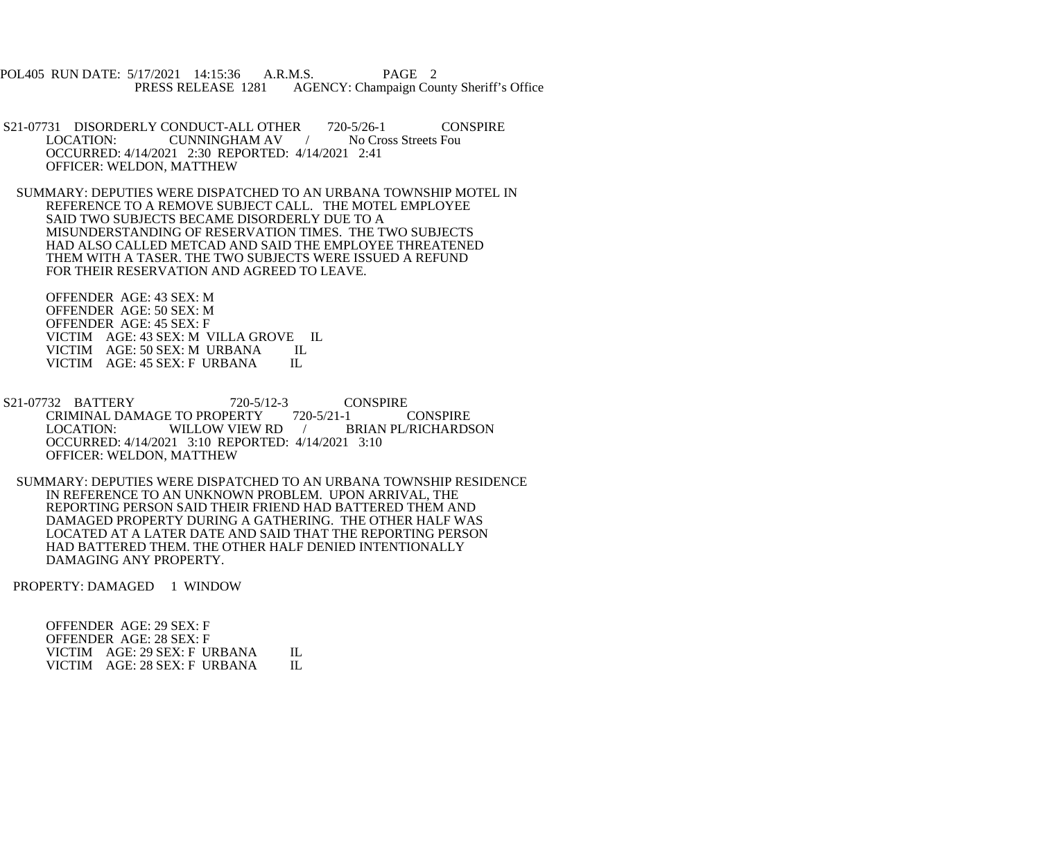S21-07731 DISORDERLY CONDUCT-ALL OTHER 720-5/26-1 CONSPIRE
LOCATION: CUNNINGHAM AV / No Cross Streets Fou
OCCURRED: 4/14/2021 2:30 REPORTED: 4/14/2021 2:41
OFFICER: WELDON, MATTHEW

SUMMARY: DEPUTIES WERE DISPATCHED TO AN URBANA TOWNSHIP MOTEL IN REFERENCE TO A REMOVE SUBJECT CALL. THE MOTEL EMPLOYEE SAID TWO SUBJECTS BECAME DISORDERLY DUE TO A MISUNDERSTANDING OF RESERVATION TIMES. THE TWO SUBJECTS HAD ALSO CALLED METCAD AND SAID THE EMPLOYEE THREATENED THEM WITH A TASER. THE TWO SUBJECTS WERE ISSUED A REFUND FOR THEIR RESERVATION AND AGREED TO LEAVE.

OFFENDER AGE: 43 SEX: M
OFFENDER AGE: 50 SEX: M
OFFENDER AGE: 45 SEX: F
VICTIM AGE: 43 SEX: M VILLA GROVE IL
VICTIM AGE: 50 SEX: M URBANA IL
VICTIM AGE: 45 SEX: F URBANA IL

S21-07732 BATTERY 720-5/12-3 CONSPIRE
CRIMINAL DAMAGE TO PROPERTY 720-5/21-1 CONSPIRE
LOCATION: WILLOW VIEW RD / BRIAN PL/RICHARDSON
OCCURRED: 4/14/2021 3:10 REPORTED: 4/14/2021 3:10
OFFICER: WELDON, MATTHEW

SUMMARY: DEPUTIES WERE DISPATCHED TO AN URBANA TOWNSHIP RESIDENCE IN REFERENCE TO AN UNKNOWN PROBLEM. UPON ARRIVAL, THE REPORTING PERSON SAID THEIR FRIEND HAD BATTERED THEM AND DAMAGED PROPERTY DURING A GATHERING. THE OTHER HALF WAS LOCATED AT A LATER DATE AND SAID THAT THE REPORTING PERSON HAD BATTERED THEM. THE OTHER HALF DENIED INTENTIONALLY DAMAGING ANY PROPERTY.

PROPERTY: DAMAGED 1 WINDOW

OFFENDER AGE: 29 SEX: F
OFFENDER AGE: 28 SEX: F
VICTIM AGE: 29 SEX: F URBANA IL
VICTIM AGE: 28 SEX: F URBANA IL